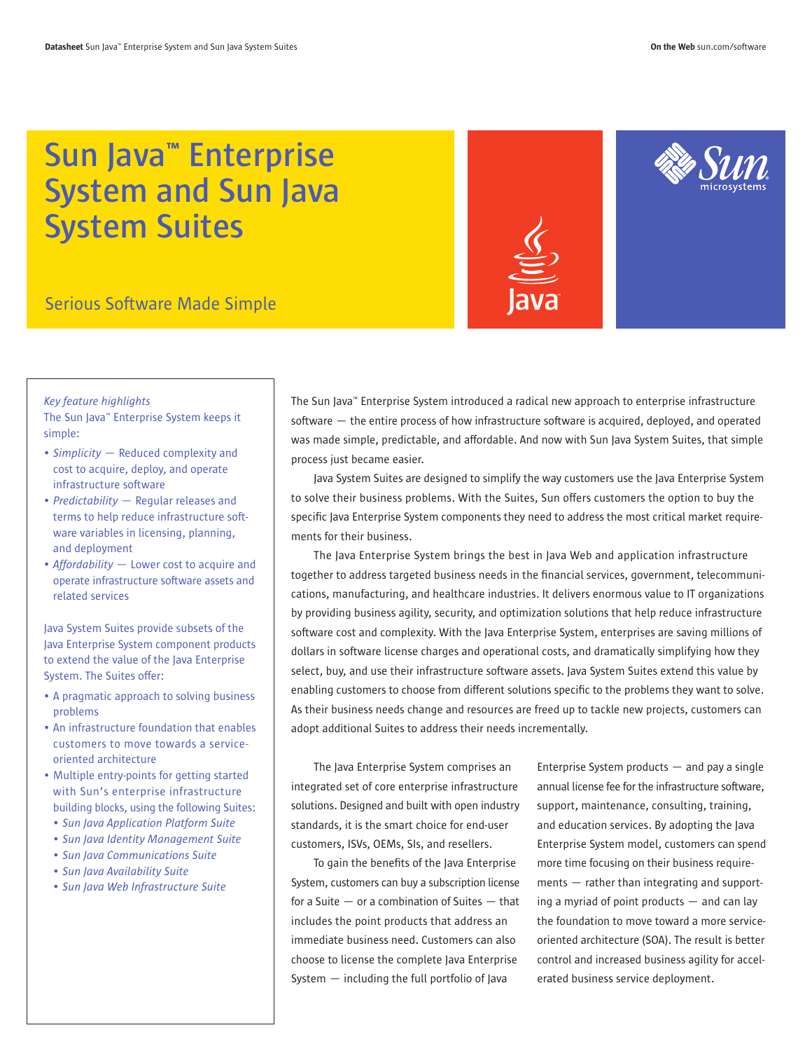# Sun Java™ Enterprise System and Sun Java System Suites

## Serious Software Made Simple

*Key feature highlights*

The Sun Java™ Enterprise System keeps it simple:

- *Simplicity* — Reduced complexity and cost to acquire, deploy, and operate infrastructure software
- *Predictability* — Regular releases and terms to help reduce infrastructure software variables in licensing, planning, and deployment
- *Affordability* — Lower cost to acquire and operate infrastructure software assets and related services

Java System Suites provide subsets of the Java Enterprise System component products to extend the value of the Java Enterprise System. The Suites offer:

- A pragmatic approach to solving business problems
- An infrastructure foundation that enables customers to move towards a service-oriented architecture
- Multiple entry-points for getting started with Sun's enterprise infrastructure building blocks, using the following Suites:
  - *Sun Java Application Platform Suite*
  - *Sun Java Identity Management Suite*
  - *Sun Java Communications Suite*
  - *Sun Java Availability Suite*
  - *Sun Java Web Infrastructure Suite*

The Sun Java™ Enterprise System introduced a radical new approach to enterprise infrastructure software — the entire process of how infrastructure software is acquired, deployed, and operated was made simple, predictable, and affordable. And now with Sun Java System Suites, that simple process just became easier.

Java System Suites are designed to simplify the way customers use the Java Enterprise System to solve their business problems. With the Suites, Sun offers customers the option to buy the specific Java Enterprise System components they need to address the most critical market requirements for their business.

The Java Enterprise System brings the best in Java Web and application infrastructure together to address targeted business needs in the financial services, government, telecommunications, manufacturing, and healthcare industries. It delivers enormous value to IT organizations by providing business agility, security, and optimization solutions that help reduce infrastructure software cost and complexity. With the Java Enterprise System, enterprises are saving millions of dollars in software license charges and operational costs, and dramatically simplifying how they select, buy, and use their infrastructure software assets. Java System Suites extend this value by enabling customers to choose from different solutions specific to the problems they want to solve. As their business needs change and resources are freed up to tackle new projects, customers can adopt additional Suites to address their needs incrementally.

The Java Enterprise System comprises an integrated set of core enterprise infrastructure solutions. Designed and built with open industry standards, it is the smart choice for end-user customers, ISVs, OEMs, SIs, and resellers.

To gain the benefits of the Java Enterprise System, customers can buy a subscription license for a Suite — or a combination of Suites — that includes the point products that address an immediate business need. Customers can also choose to license the complete Java Enterprise System — including the full portfolio of Java Enterprise System products — and pay a single annual license fee for the infrastructure software, support, maintenance, consulting, training, and education services. By adopting the Java Enterprise System model, customers can spend more time focusing on their business requirements — rather than integrating and supporting a myriad of point products — and can lay the foundation to move toward a more service-oriented architecture (SOA). The result is better control and increased business agility for accelerated business service deployment.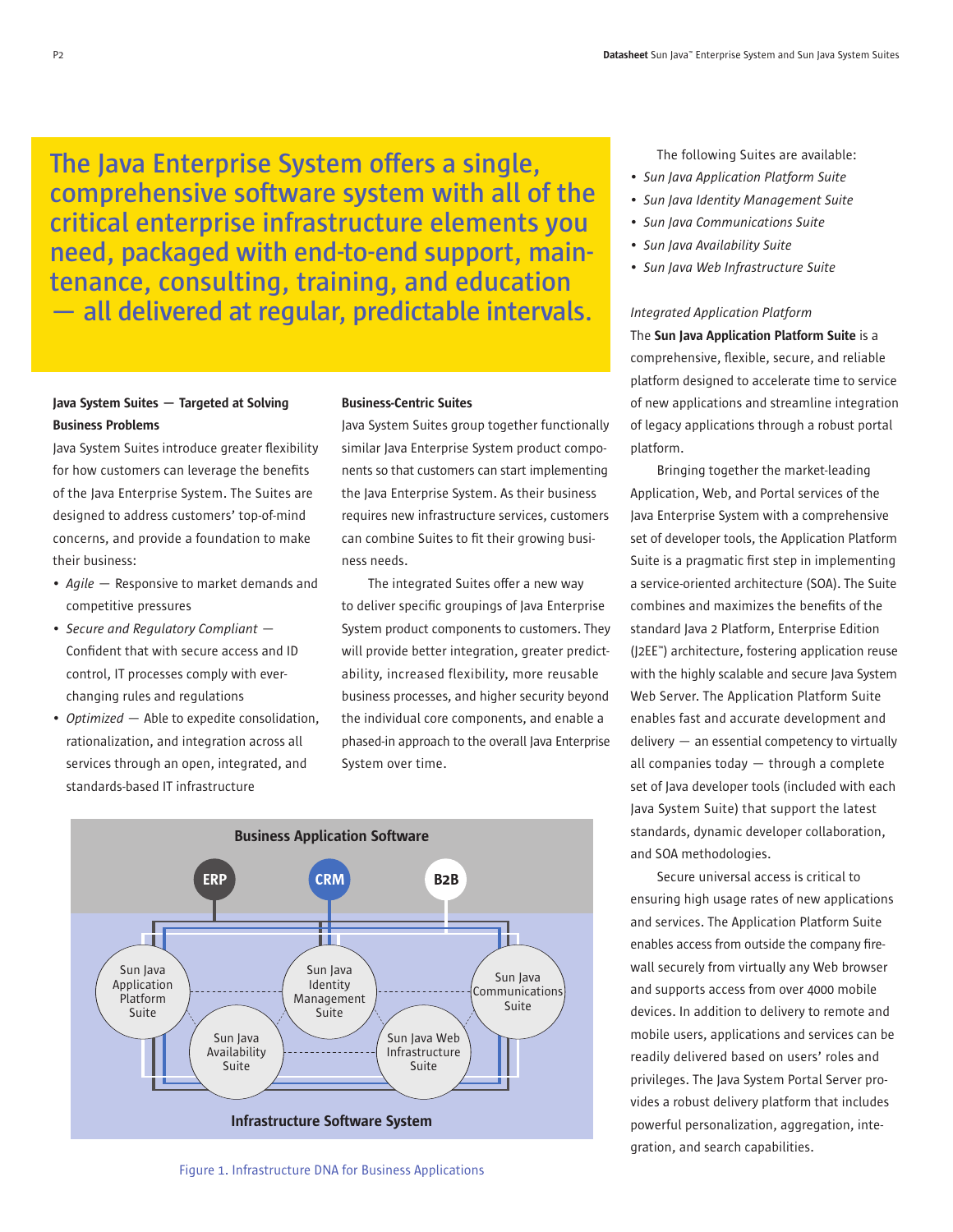**The Java Enterprise System offers a single, comprehensive software system with all of the critical enterprise infrastructure elements you need, packaged with end-to-end support, maintenance, consulting, training, and education — all delivered at regular, predictable intervals.**

### Java System Suites — Targeted at Solving Business Problems

Java System Suites introduce greater flexibility for how customers can leverage the benefits of the Java Enterprise System. The Suites are designed to address customers' top-of-mind concerns, and provide a foundation to make their business:

- *Agile* — Responsive to market demands and competitive pressures
- *Secure and Regulatory Compliant* — Confident that with secure access and ID control, IT processes comply with ever-changing rules and regulations
- *Optimized* — Able to expedite consolidation, rationalization, and integration across all services through an open, integrated, and standards-based IT infrastructure

### Business-Centric Suites

Java System Suites group together functionally similar Java Enterprise System product components so that customers can start implementing the Java Enterprise System. As their business requires new infrastructure services, customers can combine Suites to fit their growing business needs.

The integrated Suites offer a new way to deliver specific groupings of Java Enterprise System product components to customers. They will provide better integration, greater predictability, increased flexibility, more reusable business processes, and higher security beyond the individual core components, and enable a phased-in approach to the overall Java Enterprise System over time.

Business Application Software

ERP CRM B2B

Sun Java Application Platform Suite · Sun Java Identity Management Suite · Sun Java Communications Suite · Sun Java Availability Suite · Sun Java Web Infrastructure Suite

Infrastructure Software System

Figure 1. Infrastructure DNA for Business Applications

The following Suites are available:

- *Sun Java Application Platform Suite*
- *Sun Java Identity Management Suite*
- *Sun Java Communications Suite*
- *Sun Java Availability Suite*
- *Sun Java Web Infrastructure Suite*

*Integrated Application Platform*

The **Sun Java Application Platform Suite** is a comprehensive, flexible, secure, and reliable platform designed to accelerate time to service of new applications and streamline integration of legacy applications through a robust portal platform.

Bringing together the market-leading Application, Web, and Portal services of the Java Enterprise System with a comprehensive set of developer tools, the Application Platform Suite is a pragmatic first step in implementing a service-oriented architecture (SOA). The Suite combines and maximizes the benefits of the standard Java 2 Platform, Enterprise Edition (J2EE™) architecture, fostering application reuse with the highly scalable and secure Java System Web Server. The Application Platform Suite enables fast and accurate development and delivery — an essential competency to virtually all companies today — through a complete set of Java developer tools (included with each Java System Suite) that support the latest standards, dynamic developer collaboration, and SOA methodologies.

Secure universal access is critical to ensuring high usage rates of new applications and services. The Application Platform Suite enables access from outside the company firewall securely from virtually any Web browser and supports access from over 4000 mobile devices. In addition to delivery to remote and mobile users, applications and services can be readily delivered based on users' roles and privileges. The Java System Portal Server provides a robust delivery platform that includes powerful personalization, aggregation, integration, and search capabilities.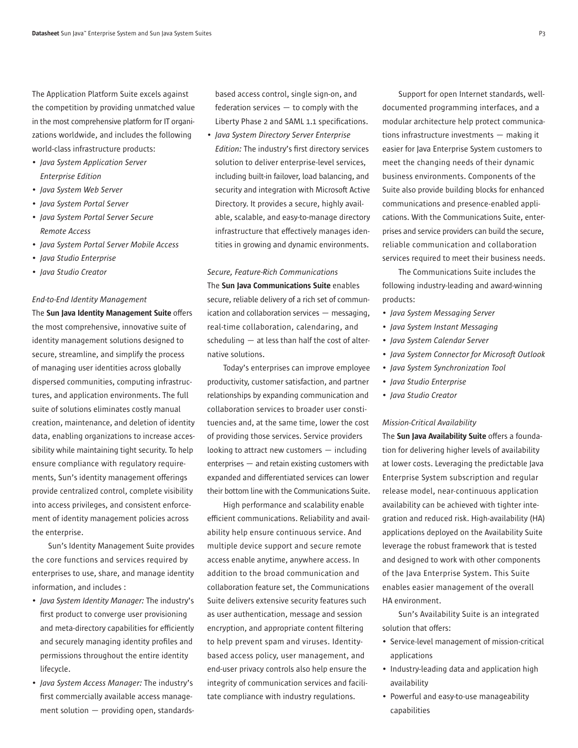The Application Platform Suite excels against the competition by providing unmatched value in the most comprehensive platform for IT organizations worldwide, and includes the following world-class infrastructure products:

- *Java System Application Server Enterprise Edition*
- *Java System Web Server*
- *Java System Portal Server*
- *Java System Portal Server Secure Remote Access*
- *Java System Portal Server Mobile Access*
- *Java Studio Enterprise*
- *Java Studio Creator*

*End-to-End Identity Management*

The **Sun Java Identity Management Suite** offers the most comprehensive, innovative suite of identity management solutions designed to secure, streamline, and simplify the process of managing user identities across globally dispersed communities, computing infrastructures, and application environments. The full suite of solutions eliminates costly manual creation, maintenance, and deletion of identity data, enabling organizations to increase accessibility while maintaining tight security. To help ensure compliance with regulatory requirements, Sun's identity management offerings provide centralized control, complete visibility into access privileges, and consistent enforcement of identity management policies across the enterprise.

Sun's Identity Management Suite provides the core functions and services required by enterprises to use, share, and manage identity information, and includes :

- *Java System Identity Manager:* The industry's first product to converge user provisioning and meta-directory capabilities for efficiently and securely managing identity profiles and permissions throughout the entire identity lifecycle.
- *Java System Access Manager:* The industry's first commercially available access management solution — providing open, standards-based access control, single sign-on, and federation services — to comply with the Liberty Phase 2 and SAML 1.1 specifications.
- *Java System Directory Server Enterprise Edition:* The industry's first directory services solution to deliver enterprise-level services, including built-in failover, load balancing, and security and integration with Microsoft Active Directory. It provides a secure, highly available, scalable, and easy-to-manage directory infrastructure that effectively manages identities in growing and dynamic environments.

*Secure, Feature-Rich Communications*

The **Sun Java Communications Suite** enables secure, reliable delivery of a rich set of communication and collaboration services — messaging, real-time collaboration, calendaring, and scheduling — at less than half the cost of alternative solutions.

Today's enterprises can improve employee productivity, customer satisfaction, and partner relationships by expanding communication and collaboration services to broader user constituencies and, at the same time, lower the cost of providing those services. Service providers looking to attract new customers — including enterprises — and retain existing customers with expanded and differentiated services can lower their bottom line with the Communications Suite.

High performance and scalability enable efficient communications. Reliability and availability help ensure continuous service. And multiple device support and secure remote access enable anytime, anywhere access. In addition to the broad communication and collaboration feature set, the Communications Suite delivers extensive security features such as user authentication, message and session encryption, and appropriate content filtering to help prevent spam and viruses. Identity-based access policy, user management, and end-user privacy controls also help ensure the integrity of communication services and facilitate compliance with industry regulations.

Support for open Internet standards, well-documented programming interfaces, and a modular architecture help protect communications infrastructure investments — making it easier for Java Enterprise System customers to meet the changing needs of their dynamic business environments. Components of the Suite also provide building blocks for enhanced communications and presence-enabled applications. With the Communications Suite, enterprises and service providers can build the secure, reliable communication and collaboration services required to meet their business needs.

The Communications Suite includes the following industry-leading and award-winning products:

- *Java System Messaging Server*
- *Java System Instant Messaging*
- *Java System Calendar Server*
- *Java System Connector for Microsoft Outlook*
- *Java System Synchronization Tool*
- *Java Studio Enterprise*
- *Java Studio Creator*

*Mission-Critical Availability*

The **Sun Java Availability Suite** offers a foundation for delivering higher levels of availability at lower costs. Leveraging the predictable Java Enterprise System subscription and regular release model, near-continuous application availability can be achieved with tighter integration and reduced risk. High-availability (HA) applications deployed on the Availability Suite leverage the robust framework that is tested and designed to work with other components of the Java Enterprise System. This Suite enables easier management of the overall HA environment.

Sun's Availability Suite is an integrated solution that offers:

- Service-level management of mission-critical applications
- Industry-leading data and application high availability
- Powerful and easy-to-use manageability capabilities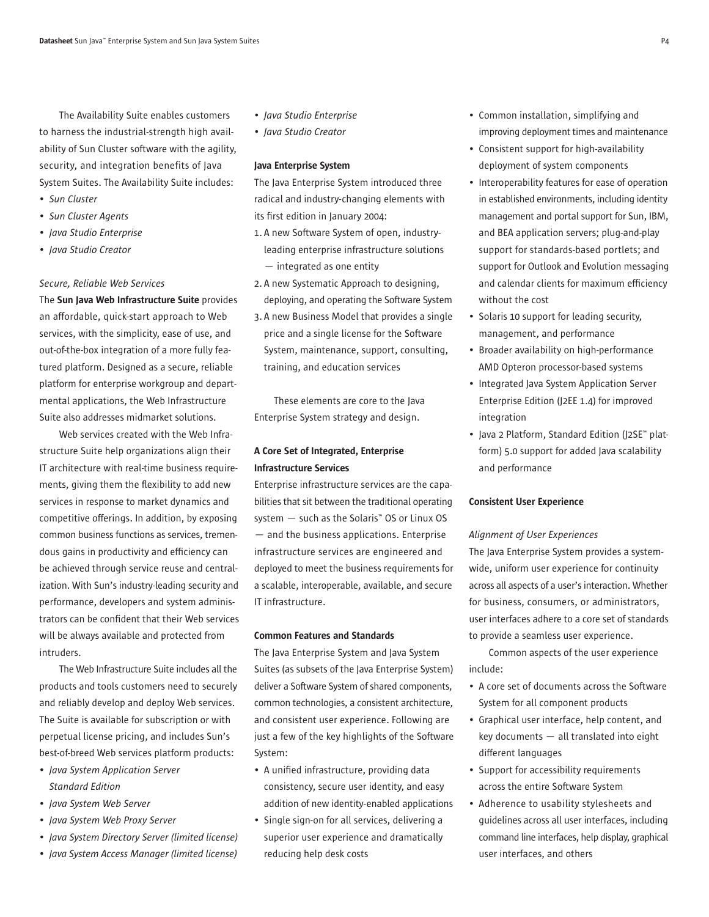The Availability Suite enables customers to harness the industrial-strength high availability of Sun Cluster software with the agility, security, and integration benefits of Java System Suites. The Availability Suite includes:

- *Sun Cluster*
- *Sun Cluster Agents*
- *Java Studio Enterprise*
- *Java Studio Creator*

*Secure, Reliable Web Services*

The **Sun Java Web Infrastructure Suite** provides an affordable, quick-start approach to Web services, with the simplicity, ease of use, and out-of-the-box integration of a more fully featured platform. Designed as a secure, reliable platform for enterprise workgroup and departmental applications, the Web Infrastructure Suite also addresses midmarket solutions.

Web services created with the Web Infrastructure Suite help organizations align their IT architecture with real-time business requirements, giving them the flexibility to add new services in response to market dynamics and competitive offerings. In addition, by exposing common business functions as services, tremendous gains in productivity and efficiency can be achieved through service reuse and centralization. With Sun's industry-leading security and performance, developers and system administrators can be confident that their Web services will be always available and protected from intruders.

The Web Infrastructure Suite includes all the products and tools customers need to securely and reliably develop and deploy Web services. The Suite is available for subscription or with perpetual license pricing, and includes Sun's best-of-breed Web services platform products:

- *Java System Application Server Standard Edition*
- *Java System Web Server*
- *Java System Web Proxy Server*
- *Java System Directory Server (limited license)*
- *Java System Access Manager (limited license)*
- *Java Studio Enterprise*
- *Java Studio Creator*

**Java Enterprise System**

The Java Enterprise System introduced three radical and industry-changing elements with its first edition in January 2004:

1. A new Software System of open, industry-leading enterprise infrastructure solutions — integrated as one entity
2. A new Systematic Approach to designing, deploying, and operating the Software System
3. A new Business Model that provides a single price and a single license for the Software System, maintenance, support, consulting, training, and education services

These elements are core to the Java Enterprise System strategy and design.

**A Core Set of Integrated, Enterprise Infrastructure Services**

Enterprise infrastructure services are the capabilities that sit between the traditional operating system — such as the Solaris™ OS or Linux OS — and the business applications. Enterprise infrastructure services are engineered and deployed to meet the business requirements for a scalable, interoperable, available, and secure IT infrastructure.

**Common Features and Standards**

The Java Enterprise System and Java System Suites (as subsets of the Java Enterprise System) deliver a Software System of shared components, common technologies, a consistent architecture, and consistent user experience. Following are just a few of the key highlights of the Software System:

- A unified infrastructure, providing data consistency, secure user identity, and easy addition of new identity-enabled applications
- Single sign-on for all services, delivering a superior user experience and dramatically reducing help desk costs
- Common installation, simplifying and improving deployment times and maintenance
- Consistent support for high-availability deployment of system components
- Interoperability features for ease of operation in established environments, including identity management and portal support for Sun, IBM, and BEA application servers; plug-and-play support for standards-based portlets; and support for Outlook and Evolution messaging and calendar clients for maximum efficiency without the cost
- Solaris 10 support for leading security, management, and performance
- Broader availability on high-performance AMD Opteron processor-based systems
- Integrated Java System Application Server Enterprise Edition (J2EE 1.4) for improved integration
- Java 2 Platform, Standard Edition (J2SE™ platform) 5.0 support for added Java scalability and performance

**Consistent User Experience**

*Alignment of User Experiences*

The Java Enterprise System provides a system-wide, uniform user experience for continuity across all aspects of a user's interaction. Whether for business, consumers, or administrators, user interfaces adhere to a core set of standards to provide a seamless user experience.

Common aspects of the user experience include:

- A core set of documents across the Software System for all component products
- Graphical user interface, help content, and key documents — all translated into eight different languages
- Support for accessibility requirements across the entire Software System
- Adherence to usability stylesheets and guidelines across all user interfaces, including command line interfaces, help display, graphical user interfaces, and others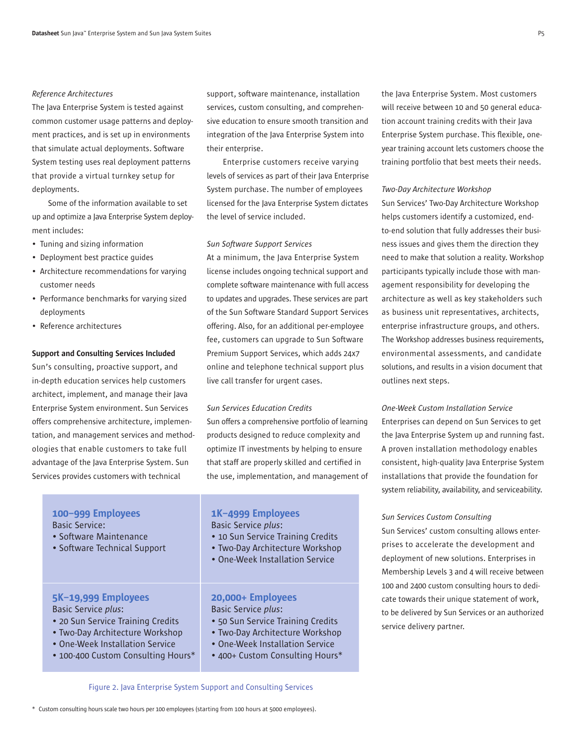*Reference Architectures*

The Java Enterprise System is tested against common customer usage patterns and deployment practices, and is set up in environments that simulate actual deployments. Software System testing uses real deployment patterns that provide a virtual turnkey setup for deployments.

Some of the information available to set up and optimize a Java Enterprise System deployment includes:

- Tuning and sizing information
- Deployment best practice guides
- Architecture recommendations for varying customer needs
- Performance benchmarks for varying sized deployments
- Reference architectures

**Support and Consulting Services Included**

Sun's consulting, proactive support, and in-depth education services help customers architect, implement, and manage their Java Enterprise System environment. Sun Services offers comprehensive architecture, implementation, and management services and methodologies that enable customers to take full advantage of the Java Enterprise System. Sun Services provides customers with technical support, software maintenance, installation services, custom consulting, and comprehensive education to ensure smooth transition and integration of the Java Enterprise System into their enterprise.

Enterprise customers receive varying levels of services as part of their Java Enterprise System purchase. The number of employees licensed for the Java Enterprise System dictates the level of service included.

*Sun Software Support Services*

At a minimum, the Java Enterprise System license includes ongoing technical support and complete software maintenance with full access to updates and upgrades. These services are part of the Sun Software Standard Support Services offering. Also, for an additional per-employee fee, customers can upgrade to Sun Software Premium Support Services, which adds 24x7 online and telephone technical support plus live call transfer for urgent cases.

*Sun Services Education Credits*

Sun offers a comprehensive portfolio of learning products designed to reduce complexity and optimize IT investments by helping to ensure that staff are properly skilled and certified in the use, implementation, and management of the Java Enterprise System. Most customers will receive between 10 and 50 general education account training credits with their Java Enterprise System purchase. This flexible, one-year training account lets customers choose the training portfolio that best meets their needs.

*Two-Day Architecture Workshop*

Sun Services' Two-Day Architecture Workshop helps customers identify a customized, end-to-end solution that fully addresses their business issues and gives them the direction they need to make that solution a reality. Workshop participants typically include those with management responsibility for developing the architecture as well as key stakeholders such as business unit representatives, architects, enterprise infrastructure groups, and others. The Workshop addresses business requirements, environmental assessments, and candidate solutions, and results in a vision document that outlines next steps.

*One-Week Custom Installation Service*

Enterprises can depend on Sun Services to get the Java Enterprise System up and running fast. A proven installation methodology enables consistent, high-quality Java Enterprise System installations that provide the foundation for system reliability, availability, and serviceability.

*Sun Services Custom Consulting*

Sun Services' custom consulting allows enterprises to accelerate the development and deployment of new solutions. Enterprises in Membership Levels 3 and 4 will receive between 100 and 2400 custom consulting hours to dedicate towards their unique statement of work, to be delivered by Sun Services or an authorized service delivery partner.

| **100–999 Employees** | **1K–4999 Employees** |
|---|---|
| Basic Service:<br>• Software Maintenance<br>• Software Technical Support | Basic Service *plus*:<br>• 10 Sun Service Training Credits<br>• Two-Day Architecture Workshop<br>• One-Week Installation Service |
| **5K–19,999 Employees**<br>Basic Service *plus*:<br>• 20 Sun Service Training Credits<br>• Two-Day Architecture Workshop<br>• One-Week Installation Service<br>• 100-400 Custom Consulting Hours* | **20,000+ Employees**<br>Basic Service *plus*:<br>• 50 Sun Service Training Credits<br>• Two-Day Architecture Workshop<br>• One-Week Installation Service<br>• 400+ Custom Consulting Hours* |

Figure 2. Java Enterprise System Support and Consulting Services

\* Custom consulting hours scale two hours per 100 employees (starting from 100 hours at 5000 employees).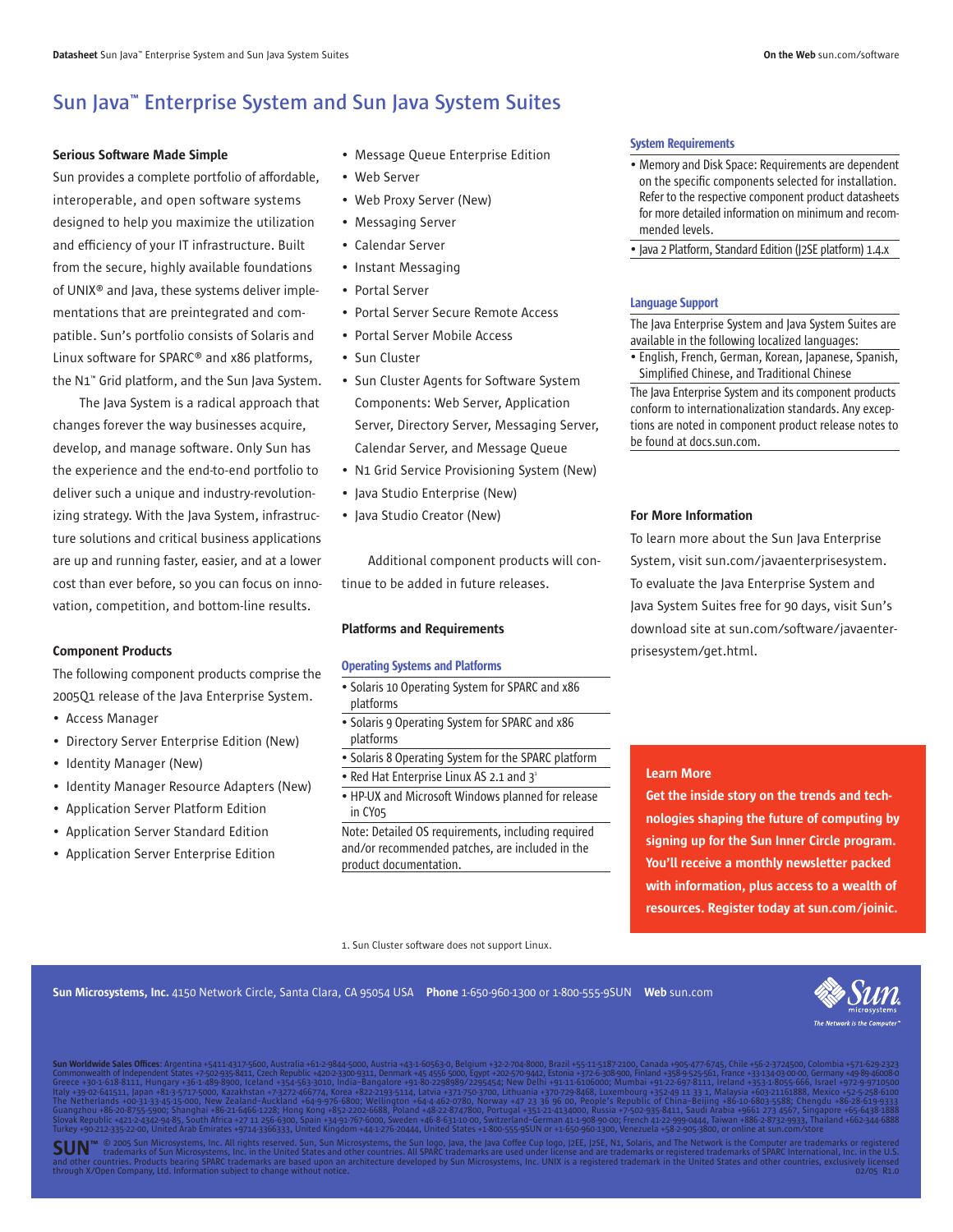# Sun Java™ Enterprise System and Sun Java System Suites

## Serious Software Made Simple

Sun provides a complete portfolio of affordable, interoperable, and open software systems designed to help you maximize the utilization and efficiency of your IT infrastructure. Built from the secure, highly available foundations of UNIX® and Java, these systems deliver implementations that are preintegrated and compatible. Sun's portfolio consists of Solaris and Linux software for SPARC® and x86 platforms, the N1™ Grid platform, and the Sun Java System.

The Java System is a radical approach that changes forever the way businesses acquire, develop, and manage software. Only Sun has the experience and the end-to-end portfolio to deliver such a unique and industry-revolutionizing strategy. With the Java System, infrastructure solutions and critical business applications are up and running faster, easier, and at a lower cost than ever before, so you can focus on innovation, competition, and bottom-line results.

## Component Products

The following component products comprise the 2005Q1 release of the Java Enterprise System.

- Access Manager
- Directory Server Enterprise Edition (New)
- Identity Manager (New)
- Identity Manager Resource Adapters (New)
- Application Server Platform Edition
- Application Server Standard Edition
- Application Server Enterprise Edition
- Message Queue Enterprise Edition
- Web Server
- Web Proxy Server (New)
- Messaging Server
- Calendar Server
- Instant Messaging
- Portal Server
- Portal Server Secure Remote Access
- Portal Server Mobile Access
- Sun Cluster
- Sun Cluster Agents for Software System Components: Web Server, Application Server, Directory Server, Messaging Server, Calendar Server, and Message Queue
- N1 Grid Service Provisioning System (New)
- Java Studio Enterprise (New)
- Java Studio Creator (New)

Additional component products will continue to be added in future releases.

## Platforms and Requirements

### Operating Systems and Platforms

- Solaris 10 Operating System for SPARC and x86 platforms
- Solaris 9 Operating System for SPARC and x86 platforms
- Solaris 8 Operating System for the SPARC platform
- Red Hat Enterprise Linux AS 2.1 and 3[1]
- HP-UX and Microsoft Windows planned for release in CY05

Note: Detailed OS requirements, including required and/or recommended patches, are included in the product documentation.

1. Sun Cluster software does not support Linux.

### System Requirements

- Memory and Disk Space: Requirements are dependent on the specific components selected for installation. Refer to the respective component product datasheets for more detailed information on minimum and recommended levels.
- Java 2 Platform, Standard Edition (J2SE platform) 1.4.x

### Language Support

The Java Enterprise System and Java System Suites are available in the following localized languages:

- English, French, German, Korean, Japanese, Spanish, Simplified Chinese, and Traditional Chinese

The Java Enterprise System and its component products conform to internationalization standards. Any exceptions are noted in component product release notes to be found at docs.sun.com.

## For More Information

To learn more about the Sun Java Enterprise System, visit sun.com/javaenterprisesystem. To evaluate the Java Enterprise System and Java System Suites free for 90 days, visit Sun's download site at sun.com/software/javaenterprisesystem/get.html.

**Learn More**

**Get the inside story on the trends and technologies shaping the future of computing by signing up for the Sun Inner Circle program. You'll receive a monthly newsletter packed with information, plus access to a wealth of resources. Register today at sun.com/joinic.**

**Sun Microsystems, Inc.** 4150 Network Circle, Santa Clara, CA 95054 USA **Phone** 1-650-960-1300 or 1-800-555-9SUN **Web** sun.com

The Network is the Computer™

**Sun Worldwide Sales Offices**: Argentina +5411-4317-5600, Australia +61-2-9844-5000, Austria +43-1-60563-0, Belgium +32-2-704-8000, Brazil +55-11-5187-2100, Canada +905-477-6745, Chile +56-2-3724500, Colombia +571-629-2323 Commonwealth of Independent States +7-502-935-8411, Czech Republic +420-2-3300-9311, Denmark +45 4556 5000, Egypt +202-570-9442, Estonia +372-6-308-900, Finland +358-9-525-561, France +33-134-03-00-00, Germany +49-89-46008-0 Greece +30-1-618-8111, Hungary +36-1-489-8900, Iceland +354-563-3010, India–Bangalore +91-80-2298989/2295454; New Delhi +91-11-6106000; Mumbai +91-22-697-8111, Ireland +353-1-8055-666, Israel +972-9-9710500 Italy +39-02-641511, Japan +81-3-5717-5000, Kazakhstan +7-3272-466774, Korea +822-2193-5114, Latvia +371-750-3700, Lithuania +370-729-8468, Luxembourg +352-49 11 33 1, Malaysia +603-21161888, Mexico +52-5-258-6100 The Netherlands +00-31-33-45-15-000, New Zealand–Auckland +64-9-976-6800; Wellington +64-4-462-0780, Norway +47 23 36 96 00, People's Republic of China–Beijing +86-10-6803-5588; Chengdu +86-28-619-9333 Guangzhou +86-20-8755-5900; Shanghai +86-21-6466-1228; Hong Kong +852-2202-6688, Poland +48-22-8747800, Portugal +351-21-4134000, Russia +7-502-935-8411, Saudi Arabia +9661 273 4567, Singapore +65-6438-1888 Slovak Republic +421-2-4342-94-85, South Africa +27 11 256-6300, Spain +34-91-767-6000, Sweden +46-8-631-10-00, Switzerland–German 41-1-908-90-00; French 41-22-999-0444, Taiwan +886-2-8732-9933, Thailand +662-344-6888 Turkey +90-212-335-22-00, United Arab Emirates +9714-3366333, United Kingdom +44-1-276-20444, United States +1-800-555-9SUN or +1-650-960-1300, Venezuela +58-2-905-3800, or online at sun.com/store

© 2005 Sun Microsystems, Inc. All rights reserved. Sun, Sun Microsystems, the Sun logo, Java, the Java Coffee Cup logo, J2EE, J2SE, N1, Solaris, and The Network is the Computer are trademarks or registered trademarks of Sun Microsystems, Inc. in the United States and other countries. All SPARC trademarks are used under license and are trademarks or registered trademarks of SPARC International, Inc. in the U.S. and other countries. Products bearing SPARC trademarks are based upon an architecture developed by Sun Microsystems, Inc. UNIX is a registered trademark in the United States and other countries, exclusively licensed through X/Open Company, Ltd. Information subject to change without notice. 02/05 R1.0